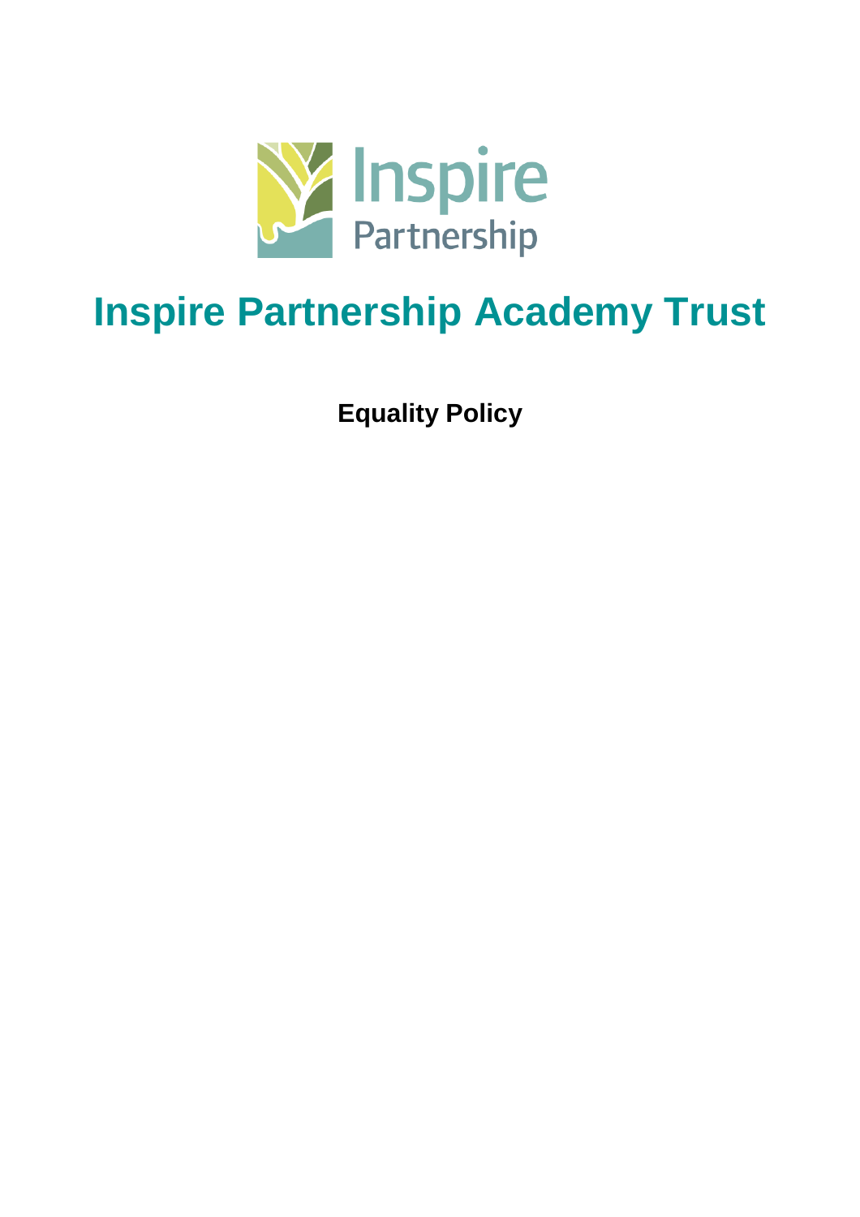# Inspire Partnership Academy Trust

**Equality Policy**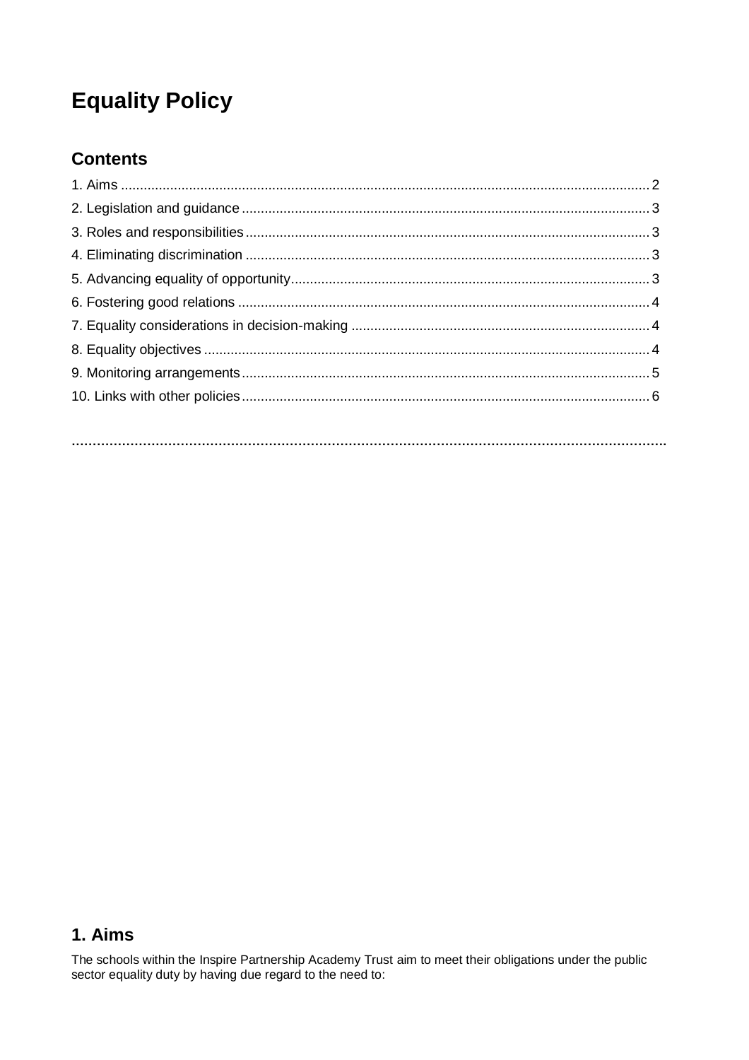# Equality Policy

## Contents

1. Aims ........................................................................................................................ 2
2. Legislation and guidance ......................................................................................... 3
3. Roles and responsibilities ......................................................................................... 3
4. Eliminating discrimination ........................................................................................ 3
5. Advancing equality of opportunity ............................................................................ 3
6. Fostering good relations ........................................................................................... 4
7. Equality considerations in decision-making ............................................................. 4
8. Equality objectives ................................................................................................... 4
9. Monitoring arrangements ......................................................................................... 5
10. Links with other policies ......................................................................................... 6

**..........................................................................................................................................**

## 1. Aims

The schools within the Inspire Partnership Academy Trust aim to meet their obligations under the public sector equality duty by having due regard to the need to: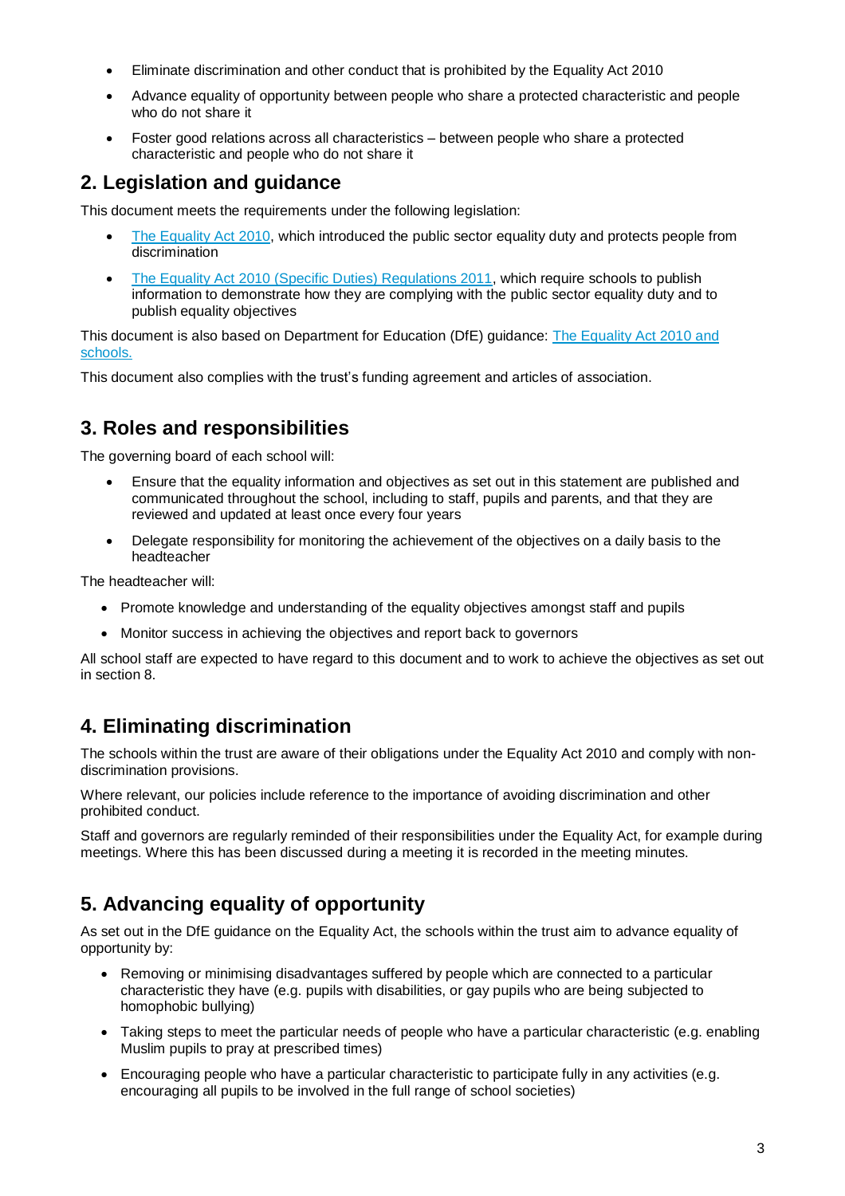- Eliminate discrimination and other conduct that is prohibited by the Equality Act 2010
- Advance equality of opportunity between people who share a protected characteristic and people who do not share it
- Foster good relations across all characteristics – between people who share a protected characteristic and people who do not share it

## 2. Legislation and guidance

This document meets the requirements under the following legislation:

- The Equality Act 2010, which introduced the public sector equality duty and protects people from discrimination
- The Equality Act 2010 (Specific Duties) Regulations 2011, which require schools to publish information to demonstrate how they are complying with the public sector equality duty and to publish equality objectives

This document is also based on Department for Education (DfE) guidance: The Equality Act 2010 and schools.

This document also complies with the trust's funding agreement and articles of association.

## 3. Roles and responsibilities

The governing board of each school will:

- Ensure that the equality information and objectives as set out in this statement are published and communicated throughout the school, including to staff, pupils and parents, and that they are reviewed and updated at least once every four years
- Delegate responsibility for monitoring the achievement of the objectives on a daily basis to the headteacher

The headteacher will:

- Promote knowledge and understanding of the equality objectives amongst staff and pupils
- Monitor success in achieving the objectives and report back to governors

All school staff are expected to have regard to this document and to work to achieve the objectives as set out in section 8.

## 4. Eliminating discrimination

The schools within the trust are aware of their obligations under the Equality Act 2010 and comply with non-discrimination provisions.

Where relevant, our policies include reference to the importance of avoiding discrimination and other prohibited conduct.

Staff and governors are regularly reminded of their responsibilities under the Equality Act, for example during meetings. Where this has been discussed during a meeting it is recorded in the meeting minutes.

## 5. Advancing equality of opportunity

As set out in the DfE guidance on the Equality Act, the schools within the trust aim to advance equality of opportunity by:

- Removing or minimising disadvantages suffered by people which are connected to a particular characteristic they have (e.g. pupils with disabilities, or gay pupils who are being subjected to homophobic bullying)
- Taking steps to meet the particular needs of people who have a particular characteristic (e.g. enabling Muslim pupils to pray at prescribed times)
- Encouraging people who have a particular characteristic to participate fully in any activities (e.g. encouraging all pupils to be involved in the full range of school societies)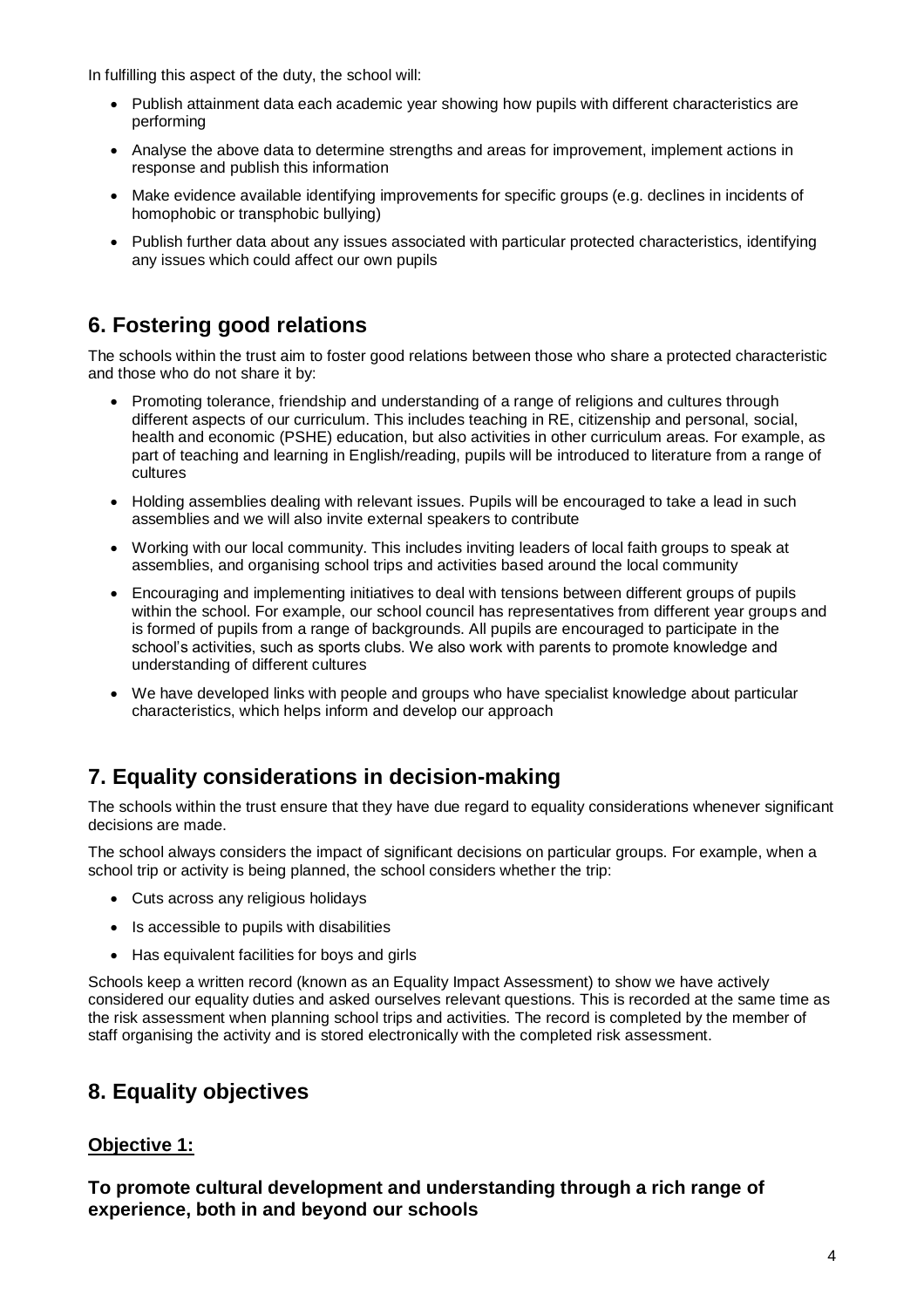In fulfilling this aspect of the duty, the school will:

- Publish attainment data each academic year showing how pupils with different characteristics are performing
- Analyse the above data to determine strengths and areas for improvement, implement actions in response and publish this information
- Make evidence available identifying improvements for specific groups (e.g. declines in incidents of homophobic or transphobic bullying)
- Publish further data about any issues associated with particular protected characteristics, identifying any issues which could affect our own pupils

## 6. Fostering good relations

The schools within the trust aim to foster good relations between those who share a protected characteristic and those who do not share it by:

- Promoting tolerance, friendship and understanding of a range of religions and cultures through different aspects of our curriculum. This includes teaching in RE, citizenship and personal, social, health and economic (PSHE) education, but also activities in other curriculum areas. For example, as part of teaching and learning in English/reading, pupils will be introduced to literature from a range of cultures
- Holding assemblies dealing with relevant issues. Pupils will be encouraged to take a lead in such assemblies and we will also invite external speakers to contribute
- Working with our local community. This includes inviting leaders of local faith groups to speak at assemblies, and organising school trips and activities based around the local community
- Encouraging and implementing initiatives to deal with tensions between different groups of pupils within the school. For example, our school council has representatives from different year groups and is formed of pupils from a range of backgrounds. All pupils are encouraged to participate in the school's activities, such as sports clubs. We also work with parents to promote knowledge and understanding of different cultures
- We have developed links with people and groups who have specialist knowledge about particular characteristics, which helps inform and develop our approach

## 7. Equality considerations in decision-making

The schools within the trust ensure that they have due regard to equality considerations whenever significant decisions are made.

The school always considers the impact of significant decisions on particular groups. For example, when a school trip or activity is being planned, the school considers whether the trip:

- Cuts across any religious holidays
- Is accessible to pupils with disabilities
- Has equivalent facilities for boys and girls

Schools keep a written record (known as an Equality Impact Assessment) to show we have actively considered our equality duties and asked ourselves relevant questions. This is recorded at the same time as the risk assessment when planning school trips and activities. The record is completed by the member of staff organising the activity and is stored electronically with the completed risk assessment.

## 8. Equality objectives

### Objective 1:

**To promote cultural development and understanding through a rich range of experience, both in and beyond our schools**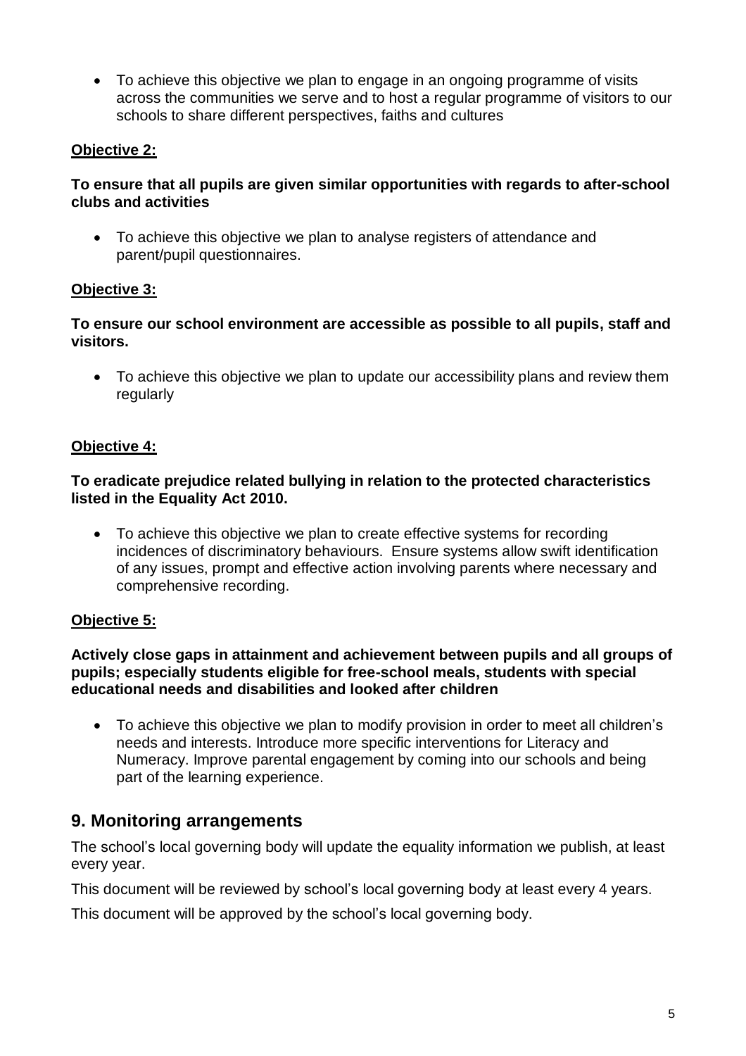- To achieve this objective we plan to engage in an ongoing programme of visits across the communities we serve and to host a regular programme of visitors to our schools to share different perspectives, faiths and cultures

**Objective 2:**

**To ensure that all pupils are given similar opportunities with regards to after-school clubs and activities**

- To achieve this objective we plan to analyse registers of attendance and parent/pupil questionnaires.

**Objective 3:**

**To ensure our school environment are accessible as possible to all pupils, staff and visitors.**

- To achieve this objective we plan to update our accessibility plans and review them regularly

**Objective 4:**

**To eradicate prejudice related bullying in relation to the protected characteristics listed in the Equality Act 2010.**

- To achieve this objective we plan to create effective systems for recording incidences of discriminatory behaviours. Ensure systems allow swift identification of any issues, prompt and effective action involving parents where necessary and comprehensive recording.

**Objective 5:**

**Actively close gaps in attainment and achievement between pupils and all groups of pupils; especially students eligible for free-school meals, students with special educational needs and disabilities and looked after children**

- To achieve this objective we plan to modify provision in order to meet all children's needs and interests. Introduce more specific interventions for Literacy and Numeracy. Improve parental engagement by coming into our schools and being part of the learning experience.

## 9. Monitoring arrangements

The school's local governing body will update the equality information we publish, at least every year.

This document will be reviewed by school's local governing body at least every 4 years.

This document will be approved by the school's local governing body.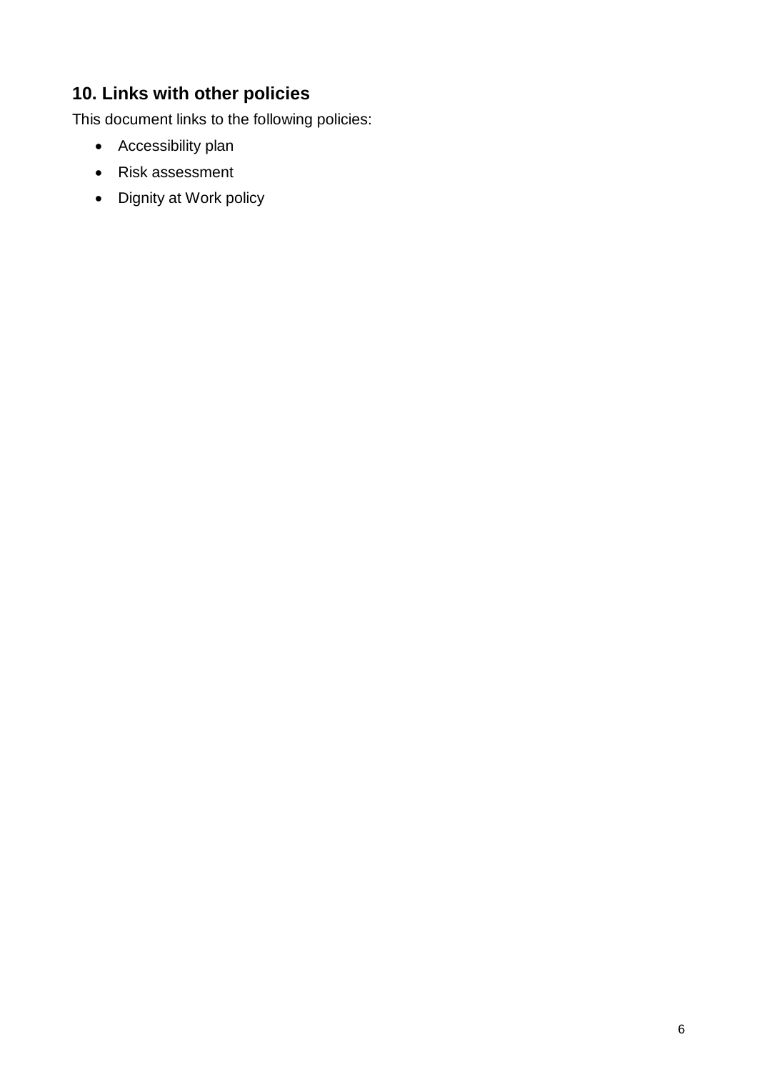## 10. Links with other policies

This document links to the following policies:

- Accessibility plan
- Risk assessment
- Dignity at Work policy